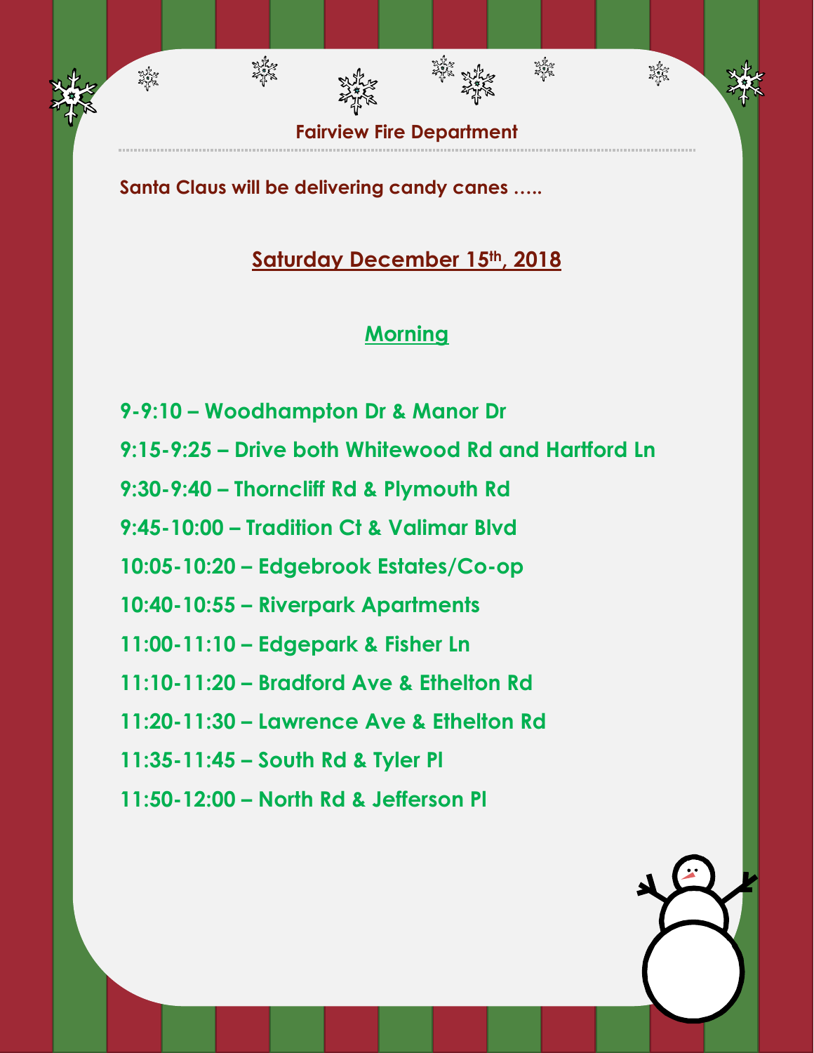# Fairview Fire Department

**Santa Claus will be delivering candy canes …..**

## Saturday December 15th, 2018

### Morning

**9-9:10 – Woodhampton Dr & Manor Dr**

**9:15-9:25 – Drive both Whitewood Rd and Hartford Ln**

**9:30-9:40 – Thorncliff Rd & Plymouth Rd**

**9:45-10:00 – Tradition Ct & Valimar Blvd**

**10:05-10:20 – Edgebrook Estates/Co-op**

**10:40-10:55 – Riverpark Apartments**

**11:00-11:10 – Edgepark & Fisher Ln**

**11:10-11:20 – Bradford Ave & Ethelton Rd**

**11:20-11:30 – Lawrence Ave & Ethelton Rd**

**11:35-11:45 – South Rd & Tyler Pl**

**11:50-12:00 – North Rd & Jefferson Pl**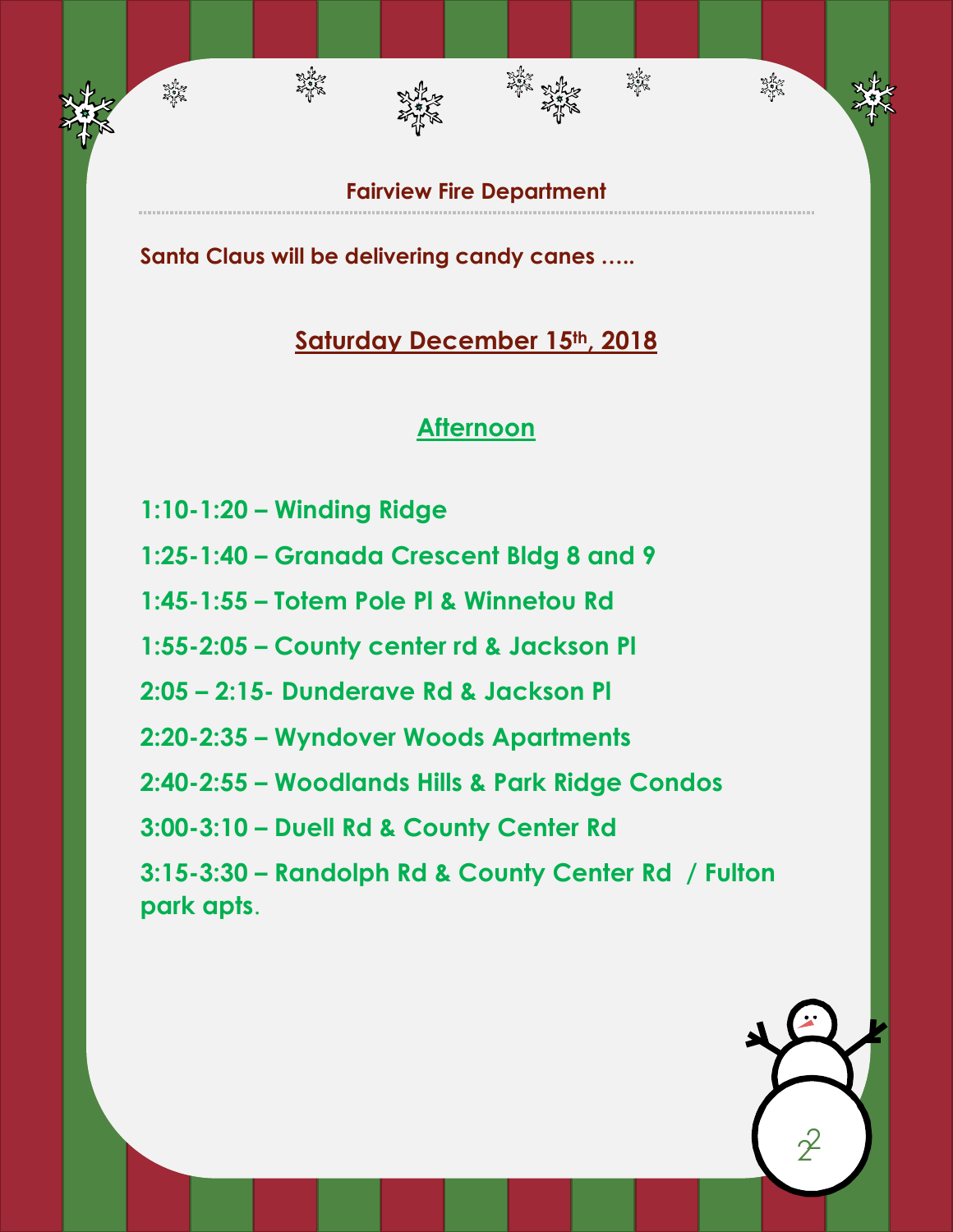**Fairview Fire Department**

**Santa Claus will be delivering candy canes …..**

## Saturday December 15th, 2018

### Afternoon

**1:10-1:20 – Winding Ridge**

**1:25-1:40 – Granada Crescent Bldg 8 and 9**

**1:45-1:55 – Totem Pole Pl & Winnetou Rd**

**1:55-2:05 – County center rd & Jackson Pl**

**2:05 – 2:15- Dunderave Rd & Jackson Pl**

**2:20-2:35 – Wyndover Woods Apartments**

**2:40-2:55 – Woodlands Hills & Park Ridge Condos**

**3:00-3:10 – Duell Rd & County Center Rd**

**3:15-3:30 – Randolph Rd & County Center Rd / Fulton park apts.**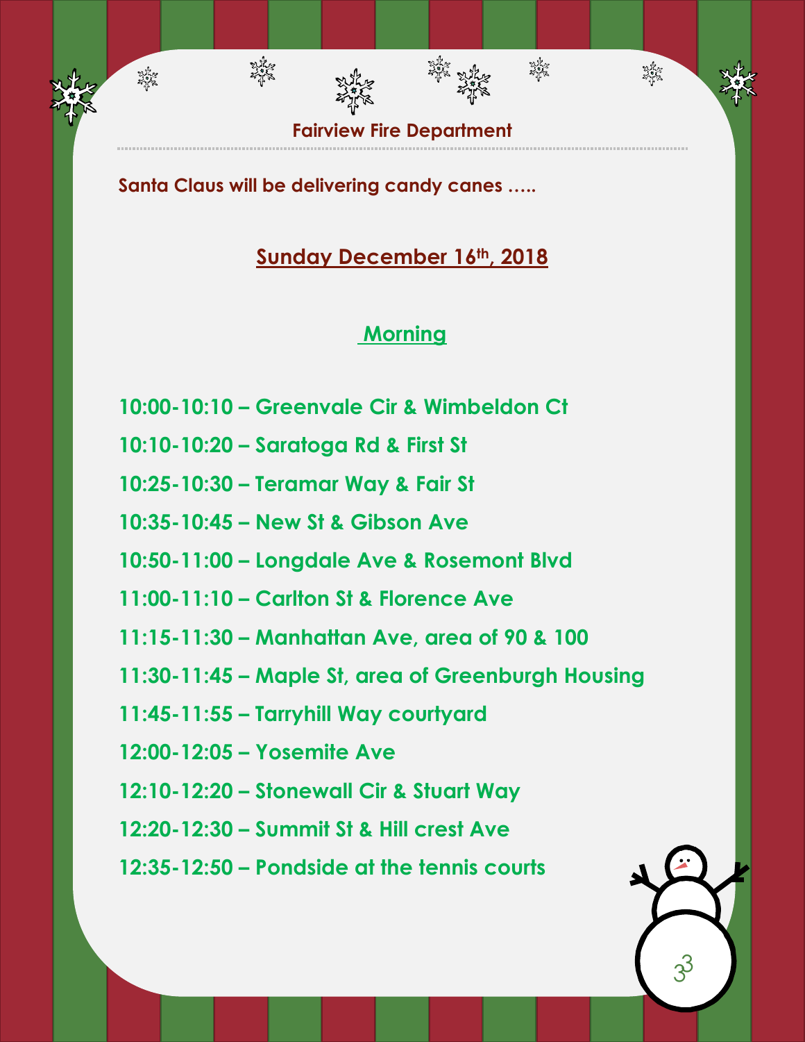## Fairview Fire Department

**Santa Claus will be delivering candy canes …..**

**Sunday December 16th, 2018**

### Morning

**10:00-10:10 – Greenvale Cir & Wimbeldon Ct**

**10:10-10:20 – Saratoga Rd & First St**

**10:25-10:30 – Teramar Way & Fair St**

**10:35-10:45 – New St & Gibson Ave**

**10:50-11:00 – Longdale Ave & Rosemont Blvd**

**11:00-11:10 – Carlton St & Florence Ave**

**11:15-11:30 – Manhattan Ave, area of 90 & 100**

**11:30-11:45 – Maple St, area of Greenburgh Housing**

**11:45-11:55 – Tarryhill Way courtyard**

**12:00-12:05 – Yosemite Ave**

**12:10-12:20 – Stonewall Cir & Stuart Way**

**12:20-12:30 – Summit St & Hill crest Ave**

**12:35-12:50 – Pondside at the tennis courts**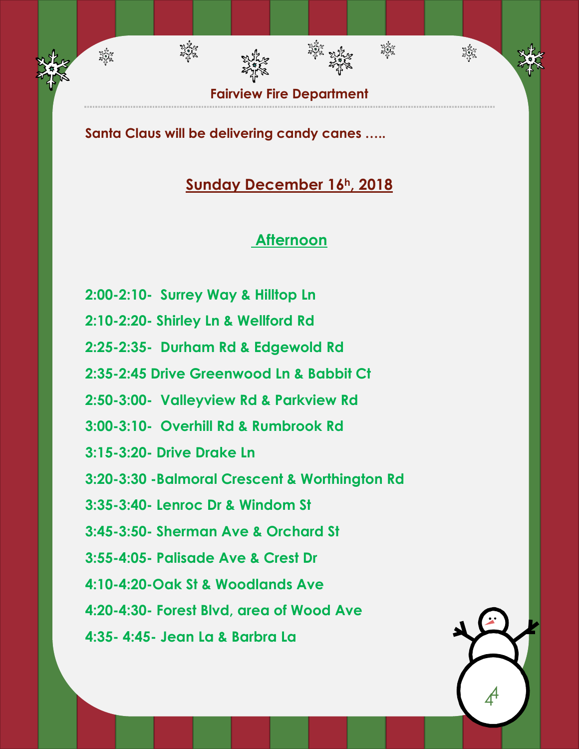## Fairview Fire Department

**Santa Claus will be delivering candy canes …..**

## Sunday December 16h, 2018

### Afternoon

**2:00-2:10- Surrey Way & Hilltop Ln**

**2:10-2:20- Shirley Ln & Wellford Rd**

**2:25-2:35- Durham Rd & Edgewold Rd**

**2:35-2:45 Drive Greenwood Ln & Babbit Ct**

**2:50-3:00- Valleyview Rd & Parkview Rd**

**3:00-3:10- Overhill Rd & Rumbrook Rd**

**3:15-3:20- Drive Drake Ln**

**3:20-3:30 -Balmoral Crescent & Worthington Rd**

**3:35-3:40- Lenroc Dr & Windom St**

**3:45-3:50- Sherman Ave & Orchard St**

**3:55-4:05- Palisade Ave & Crest Dr**

**4:10-4:20-Oak St & Woodlands Ave**

**4:20-4:30- Forest Blvd, area of Wood Ave**

**4:35- 4:45- Jean La & Barbra La**